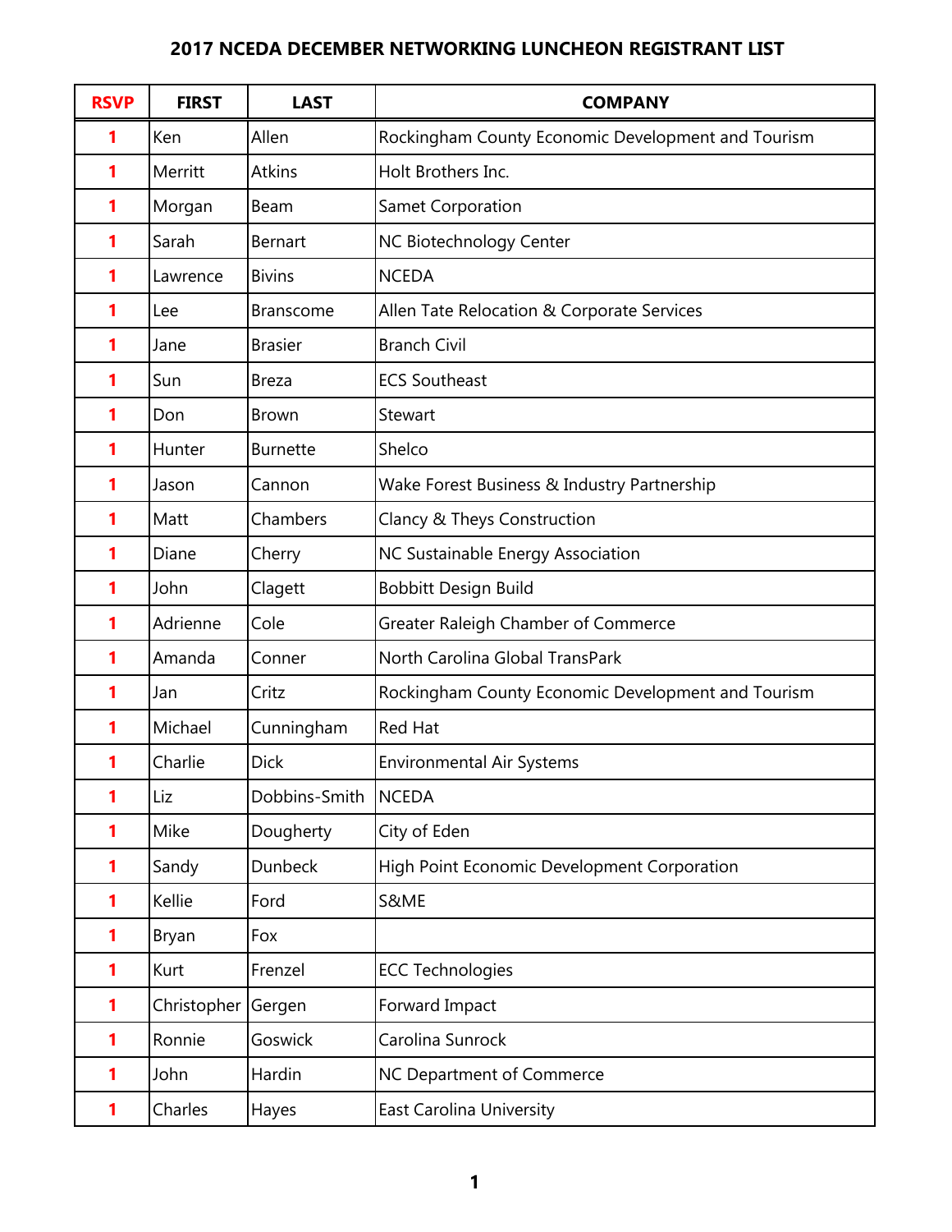# 2017 NCEDA DECEMBER NETWORKING LUNCHEON REGISTRANT LIST

| RSVP | FIRST | LAST | COMPANY |
|---|---|---|---|
| 1 | Ken | Allen | Rockingham County Economic Development and Tourism |
| 1 | Merritt | Atkins | Holt Brothers Inc. |
| 1 | Morgan | Beam | Samet Corporation |
| 1 | Sarah | Bernart | NC Biotechnology Center |
| 1 | Lawrence | Bivins | NCEDA |
| 1 | Lee | Branscome | Allen Tate Relocation & Corporate Services |
| 1 | Jane | Brasier | Branch Civil |
| 1 | Sun | Breza | ECS Southeast |
| 1 | Don | Brown | Stewart |
| 1 | Hunter | Burnette | Shelco |
| 1 | Jason | Cannon | Wake Forest Business & Industry Partnership |
| 1 | Matt | Chambers | Clancy & Theys Construction |
| 1 | Diane | Cherry | NC Sustainable Energy Association |
| 1 | John | Clagett | Bobbitt Design Build |
| 1 | Adrienne | Cole | Greater Raleigh Chamber of Commerce |
| 1 | Amanda | Conner | North Carolina Global TransPark |
| 1 | Jan | Critz | Rockingham County Economic Development and Tourism |
| 1 | Michael | Cunningham | Red Hat |
| 1 | Charlie | Dick | Environmental Air Systems |
| 1 | Liz | Dobbins-Smith | NCEDA |
| 1 | Mike | Dougherty | City of Eden |
| 1 | Sandy | Dunbeck | High Point Economic Development Corporation |
| 1 | Kellie | Ford | S&ME |
| 1 | Bryan | Fox | |
| 1 | Kurt | Frenzel | ECC Technologies |
| 1 | Christopher | Gergen | Forward Impact |
| 1 | Ronnie | Goswick | Carolina Sunrock |
| 1 | John | Hardin | NC Department of Commerce |
| 1 | Charles | Hayes | East Carolina University |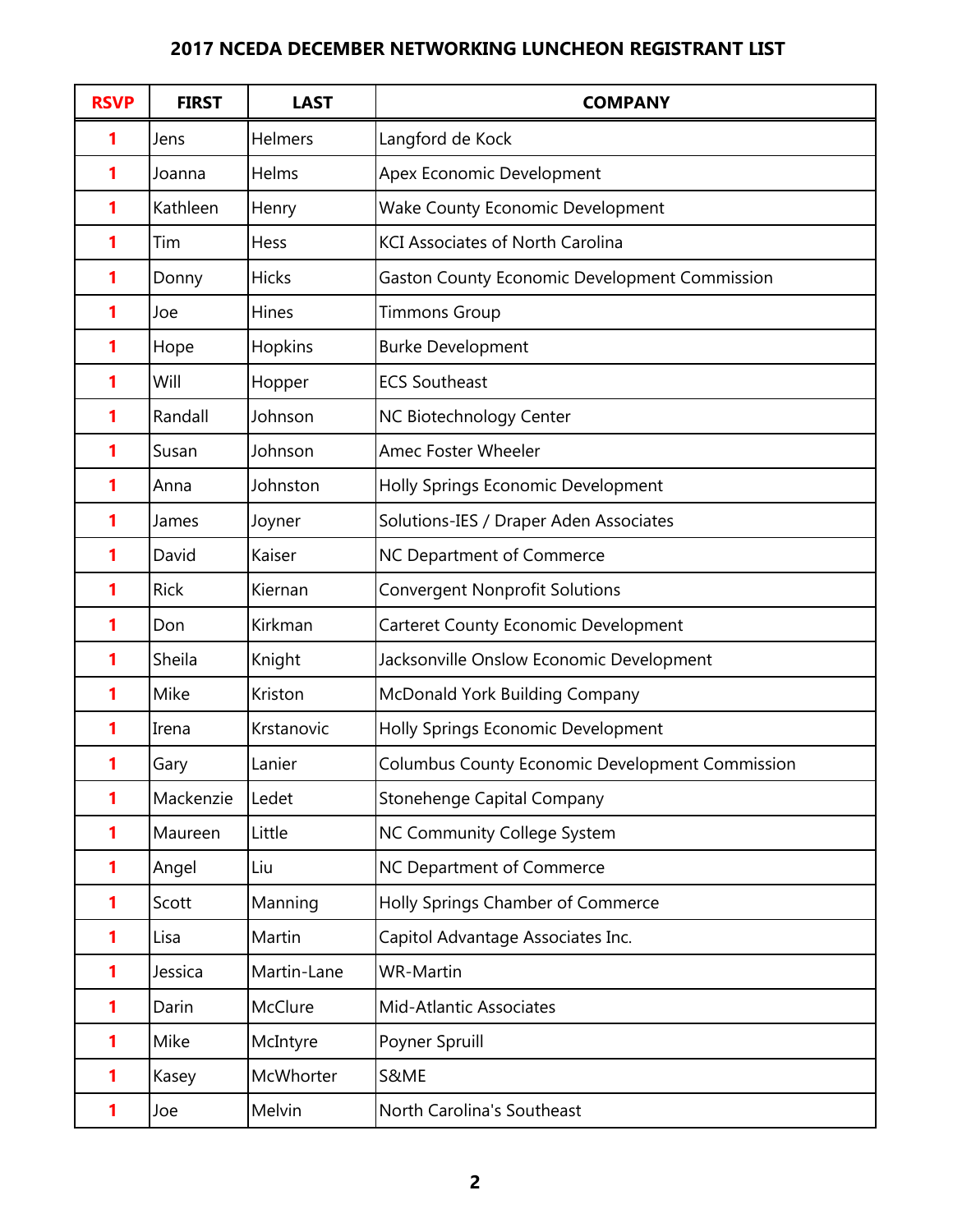## 2017 NCEDA DECEMBER NETWORKING LUNCHEON REGISTRANT LIST

| RSVP | FIRST | LAST | COMPANY |
|---|---|---|---|
| 1 | Jens | Helmers | Langford de Kock |
| 1 | Joanna | Helms | Apex Economic Development |
| 1 | Kathleen | Henry | Wake County Economic Development |
| 1 | Tim | Hess | KCI Associates of North Carolina |
| 1 | Donny | Hicks | Gaston County Economic Development Commission |
| 1 | Joe | Hines | Timmons Group |
| 1 | Hope | Hopkins | Burke Development |
| 1 | Will | Hopper | ECS Southeast |
| 1 | Randall | Johnson | NC Biotechnology Center |
| 1 | Susan | Johnson | Amec Foster Wheeler |
| 1 | Anna | Johnston | Holly Springs Economic Development |
| 1 | James | Joyner | Solutions-IES / Draper Aden Associates |
| 1 | David | Kaiser | NC Department of Commerce |
| 1 | Rick | Kiernan | Convergent Nonprofit Solutions |
| 1 | Don | Kirkman | Carteret County Economic Development |
| 1 | Sheila | Knight | Jacksonville Onslow Economic Development |
| 1 | Mike | Kriston | McDonald York Building Company |
| 1 | Irena | Krstanovic | Holly Springs Economic Development |
| 1 | Gary | Lanier | Columbus County Economic Development Commission |
| 1 | Mackenzie | Ledet | Stonehenge Capital Company |
| 1 | Maureen | Little | NC Community College System |
| 1 | Angel | Liu | NC Department of Commerce |
| 1 | Scott | Manning | Holly Springs Chamber of Commerce |
| 1 | Lisa | Martin | Capitol Advantage Associates Inc. |
| 1 | Jessica | Martin-Lane | WR-Martin |
| 1 | Darin | McClure | Mid-Atlantic Associates |
| 1 | Mike | McIntyre | Poyner Spruill |
| 1 | Kasey | McWhorter | S&ME |
| 1 | Joe | Melvin | North Carolina's Southeast |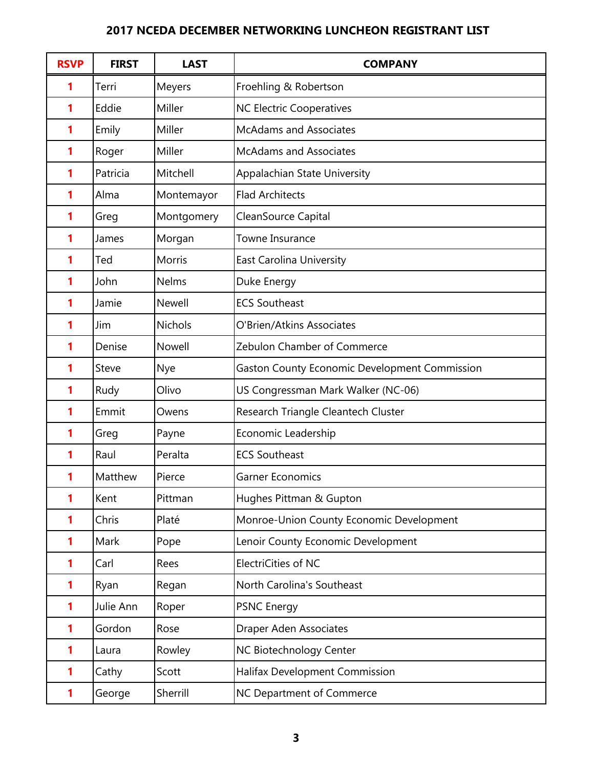**2017 NCEDA DECEMBER NETWORKING LUNCHEON REGISTRANT LIST**

| RSVP | FIRST | LAST | COMPANY |
|---|---|---|---|
| 1 | Terri | Meyers | Froehling & Robertson |
| 1 | Eddie | Miller | NC Electric Cooperatives |
| 1 | Emily | Miller | McAdams and Associates |
| 1 | Roger | Miller | McAdams and Associates |
| 1 | Patricia | Mitchell | Appalachian State University |
| 1 | Alma | Montemayor | Flad Architects |
| 1 | Greg | Montgomery | CleanSource Capital |
| 1 | James | Morgan | Towne Insurance |
| 1 | Ted | Morris | East Carolina University |
| 1 | John | Nelms | Duke Energy |
| 1 | Jamie | Newell | ECS Southeast |
| 1 | Jim | Nichols | O'Brien/Atkins Associates |
| 1 | Denise | Nowell | Zebulon Chamber of Commerce |
| 1 | Steve | Nye | Gaston County Economic Development Commission |
| 1 | Rudy | Olivo | US Congressman Mark Walker (NC-06) |
| 1 | Emmit | Owens | Research Triangle Cleantech Cluster |
| 1 | Greg | Payne | Economic Leadership |
| 1 | Raul | Peralta | ECS Southeast |
| 1 | Matthew | Pierce | Garner Economics |
| 1 | Kent | Pittman | Hughes Pittman & Gupton |
| 1 | Chris | Platé | Monroe-Union County Economic Development |
| 1 | Mark | Pope | Lenoir County Economic Development |
| 1 | Carl | Rees | ElectriCities of NC |
| 1 | Ryan | Regan | North Carolina's Southeast |
| 1 | Julie Ann | Roper | PSNC Energy |
| 1 | Gordon | Rose | Draper Aden Associates |
| 1 | Laura | Rowley | NC Biotechnology Center |
| 1 | Cathy | Scott | Halifax Development Commission |
| 1 | George | Sherrill | NC Department of Commerce |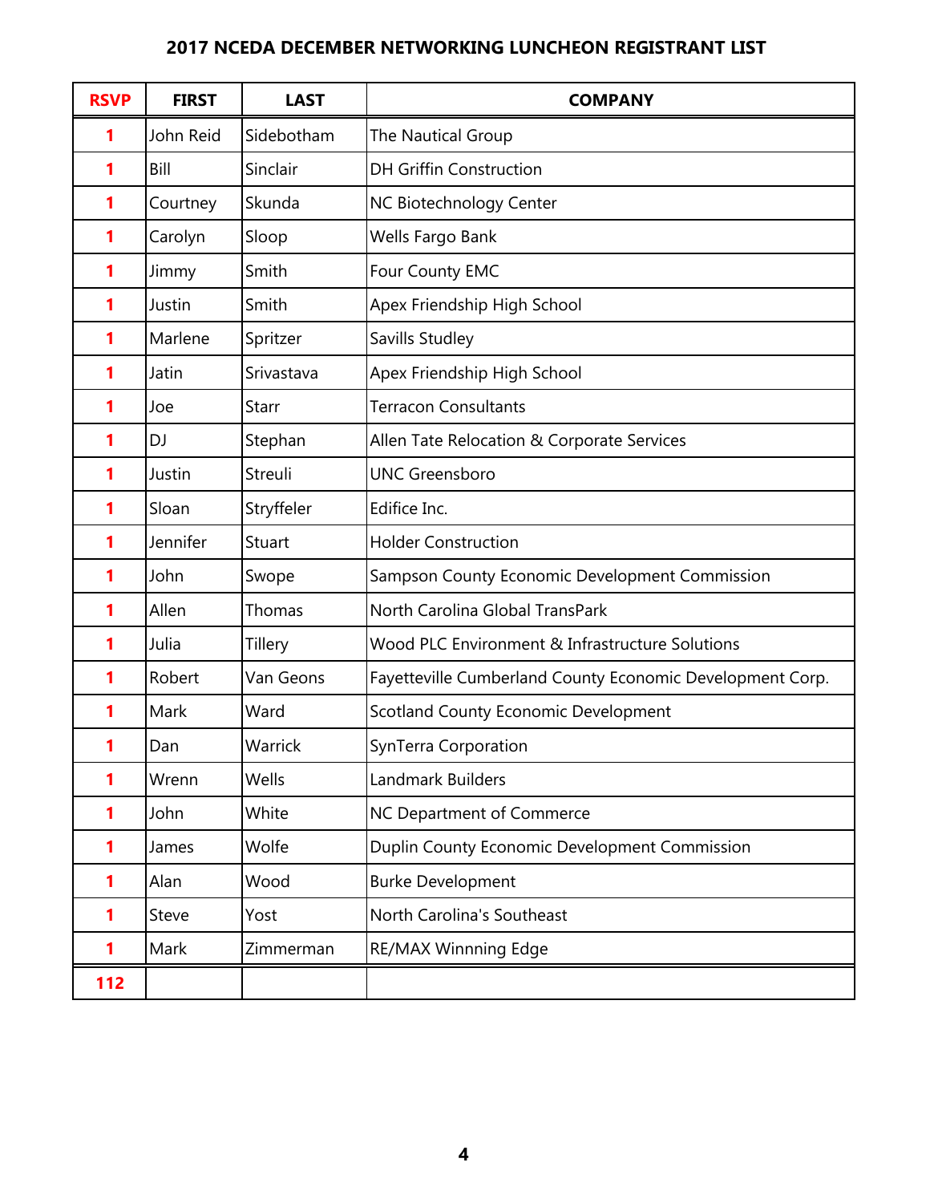**2017 NCEDA DECEMBER NETWORKING LUNCHEON REGISTRANT LIST**

| RSVP | FIRST | LAST | COMPANY |
|---|---|---|---|
| 1 | John Reid | Sidebotham | The Nautical Group |
| 1 | Bill | Sinclair | DH Griffin Construction |
| 1 | Courtney | Skunda | NC Biotechnology Center |
| 1 | Carolyn | Sloop | Wells Fargo Bank |
| 1 | Jimmy | Smith | Four County EMC |
| 1 | Justin | Smith | Apex Friendship High School |
| 1 | Marlene | Spritzer | Savills Studley |
| 1 | Jatin | Srivastava | Apex Friendship High School |
| 1 | Joe | Starr | Terracon Consultants |
| 1 | DJ | Stephan | Allen Tate Relocation & Corporate Services |
| 1 | Justin | Streuli | UNC Greensboro |
| 1 | Sloan | Stryffeler | Edifice Inc. |
| 1 | Jennifer | Stuart | Holder Construction |
| 1 | John | Swope | Sampson County Economic Development Commission |
| 1 | Allen | Thomas | North Carolina Global TransPark |
| 1 | Julia | Tillery | Wood PLC Environment & Infrastructure Solutions |
| 1 | Robert | Van Geons | Fayetteville Cumberland County Economic Development Corp. |
| 1 | Mark | Ward | Scotland County Economic Development |
| 1 | Dan | Warrick | SynTerra Corporation |
| 1 | Wrenn | Wells | Landmark Builders |
| 1 | John | White | NC Department of Commerce |
| 1 | James | Wolfe | Duplin County Economic Development Commission |
| 1 | Alan | Wood | Burke Development |
| 1 | Steve | Yost | North Carolina's Southeast |
| 1 | Mark | Zimmerman | RE/MAX Winnning Edge |
| 112 | | | |